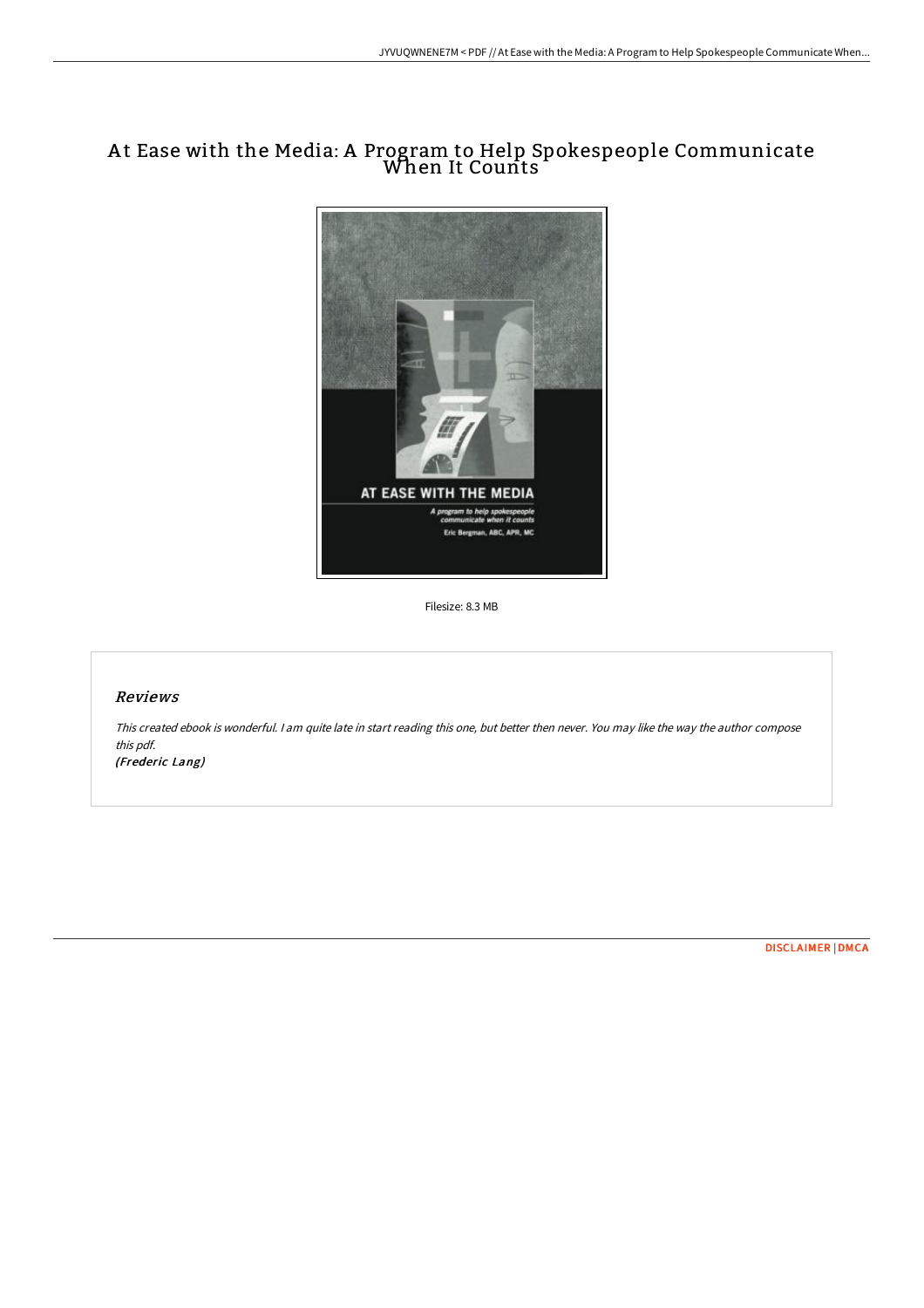# At Ease with the Media: A Program to Help Spokespeople Communicate When It Counts

Filesize: 8.3 MB

## Reviews

*This created ebook is wonderful. I am quite late in start reading this one, but better then never. You may like the way the author compose this pdf.*

*(Frederic Lang)*

DISCLAIMER | DMCA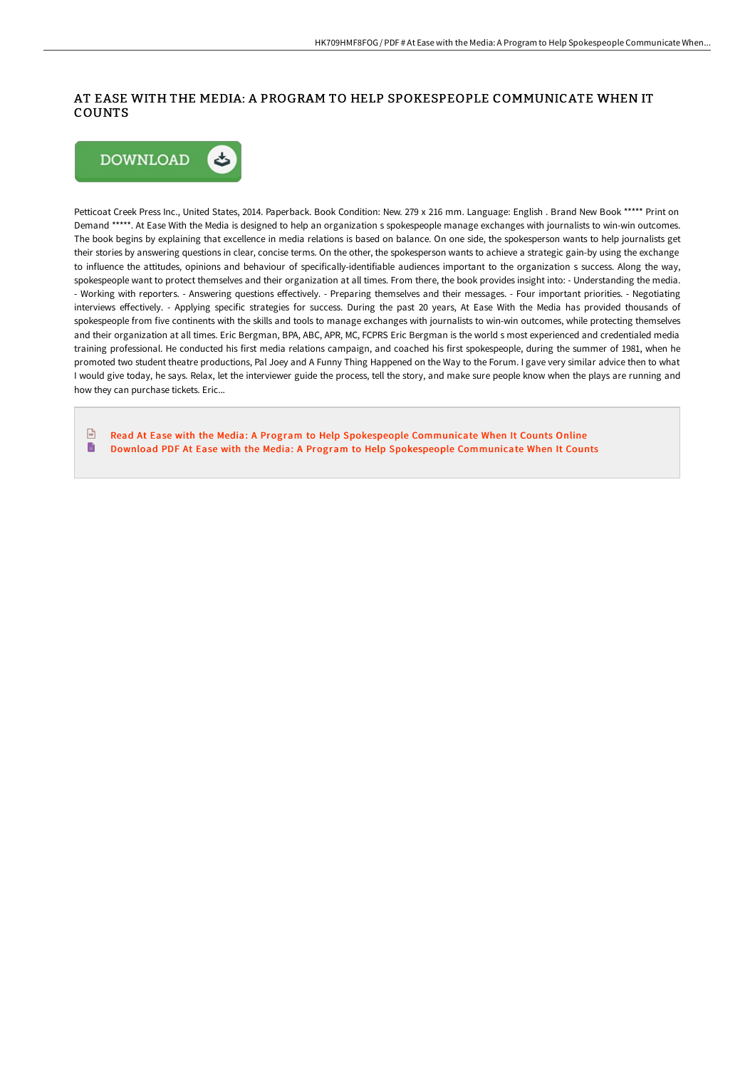# AT EASE WITH THE MEDIA: A PROGRAM TO HELP SPOKESPEOPLE COMMUNICATE WHEN IT COUNTS

DOWNLOAD

Petticoat Creek Press Inc., United States, 2014. Paperback. Book Condition: New. 279 x 216 mm. Language: English . Brand New Book ***** Print on Demand *****. At Ease With the Media is designed to help an organization s spokespeople manage exchanges with journalists to win-win outcomes. The book begins by explaining that excellence in media relations is based on balance. On one side, the spokesperson wants to help journalists get their stories by answering questions in clear, concise terms. On the other, the spokesperson wants to achieve a strategic gain-by using the exchange to influence the attitudes, opinions and behaviour of specifically-identifiable audiences important to the organization s success. Along the way, spokespeople want to protect themselves and their organization at all times. From there, the book provides insight into: - Understanding the media. - Working with reporters. - Answering questions effectively. - Preparing themselves and their messages. - Four important priorities. - Negotiating interviews effectively. - Applying specific strategies for success. During the past 20 years, At Ease With the Media has provided thousands of spokespeople from five continents with the skills and tools to manage exchanges with journalists to win-win outcomes, while protecting themselves and their organization at all times. Eric Bergman, BPA, ABC, APR, MC, FCPRS Eric Bergman is the world s most experienced and credentialed media training professional. He conducted his first media relations campaign, and coached his first spokespeople, during the summer of 1981, when he promoted two student theatre productions, Pal Joey and A Funny Thing Happened on the Way to the Forum. I gave very similar advice then to what I would give today, he says. Relax, let the interviewer guide the process, tell the story, and make sure people know when the plays are running and how they can purchase tickets. Eric...

Read At Ease with the Media: A Program to Help Spokespeople Communicate When It Counts Online

Download PDF At Ease with the Media: A Program to Help Spokespeople Communicate When It Counts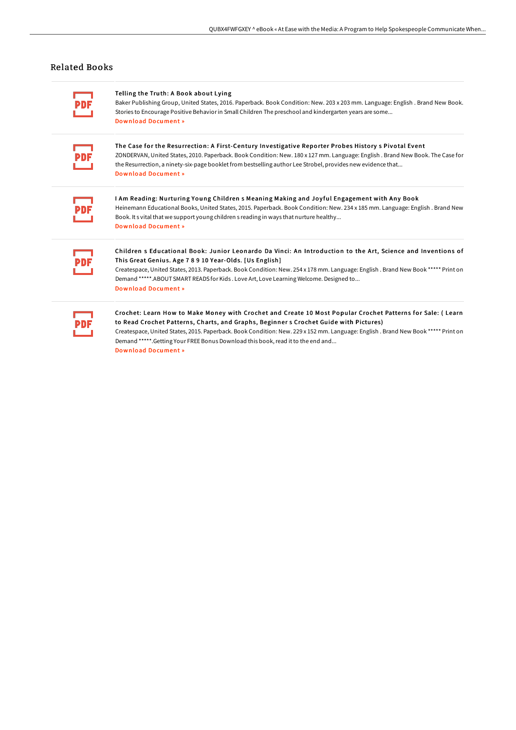## Related Books

**Telling the Truth: A Book about Lying**

Baker Publishing Group, United States, 2016. Paperback. Book Condition: New. 203 x 203 mm. Language: English . Brand New Book. Stories to Encourage Positive Behavior in Small Children The preschool and kindergarten years are some...

Download Document »

**The Case for the Resurrection: A First-Century Investigative Reporter Probes History s Pivotal Event**

ZONDERVAN, United States, 2010. Paperback. Book Condition: New. 180 x 127 mm. Language: English . Brand New Book. The Case for the Resurrection, a ninety-six-page booklet from bestselling author Lee Strobel, provides new evidence that...

Download Document »

**I Am Reading: Nurturing Young Children s Meaning Making and Joyful Engagement with Any Book**

Heinemann Educational Books, United States, 2015. Paperback. Book Condition: New. 234 x 185 mm. Language: English . Brand New Book. It s vital that we support young children s reading in ways that nurture healthy...

Download Document »

**Children s Educational Book: Junior Leonardo Da Vinci: An Introduction to the Art, Science and Inventions of This Great Genius. Age 7 8 9 10 Year-Olds. [Us English]**

Createspace, United States, 2013. Paperback. Book Condition: New. 254 x 178 mm. Language: English . Brand New Book ***** Print on Demand *****.ABOUT SMART READS for Kids . Love Art, Love Learning Welcome. Designed to...

Download Document »

**Crochet: Learn How to Make Money with Crochet and Create 10 Most Popular Crochet Patterns for Sale: ( Learn to Read Crochet Patterns, Charts, and Graphs, Beginner s Crochet Guide with Pictures)**

Createspace, United States, 2015. Paperback. Book Condition: New. 229 x 152 mm. Language: English . Brand New Book ***** Print on Demand *****.Getting Your FREE Bonus Download this book, read it to the end and...

Download Document »